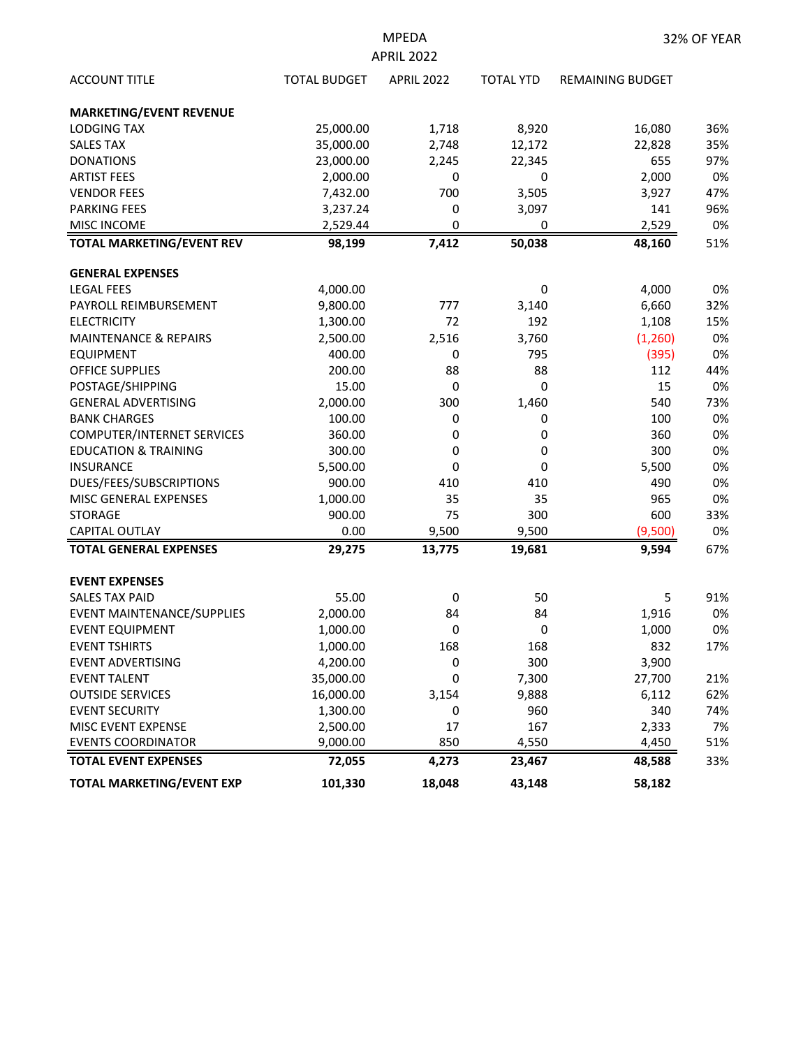# MPEDA

## APRIL 2022

32% OF YEAR

| ACCOUNT TITLE | TOTAL BUDGET | APRIL 2022 | TOTAL YTD | REMAINING BUDGET | |
|---|---|---|---|---|---|
| **MARKETING/EVENT REVENUE** | | | | | |
| LODGING TAX | 25,000.00 | 1,718 | 8,920 | 16,080 | 36% |
| SALES TAX | 35,000.00 | 2,748 | 12,172 | 22,828 | 35% |
| DONATIONS | 23,000.00 | 2,245 | 22,345 | 655 | 97% |
| ARTIST FEES | 2,000.00 | 0 | 0 | 2,000 | 0% |
| VENDOR FEES | 7,432.00 | 700 | 3,505 | 3,927 | 47% |
| PARKING FEES | 3,237.24 | 0 | 3,097 | 141 | 96% |
| MISC INCOME | 2,529.44 | 0 | 0 | 2,529 | 0% |
| **TOTAL MARKETING/EVENT REV** | **98,199** | **7,412** | **50,038** | **48,160** | 51% |
| **GENERAL EXPENSES** | | | | | |
| LEGAL FEES | 4,000.00 | | 0 | 4,000 | 0% |
| PAYROLL REIMBURSEMENT | 9,800.00 | 777 | 3,140 | 6,660 | 32% |
| ELECTRICITY | 1,300.00 | 72 | 192 | 1,108 | 15% |
| MAINTENANCE & REPAIRS | 2,500.00 | 2,516 | 3,760 | (1,260) | 0% |
| EQUIPMENT | 400.00 | 0 | 795 | (395) | 0% |
| OFFICE SUPPLIES | 200.00 | 88 | 88 | 112 | 44% |
| POSTAGE/SHIPPING | 15.00 | 0 | 0 | 15 | 0% |
| GENERAL ADVERTISING | 2,000.00 | 300 | 1,460 | 540 | 73% |
| BANK CHARGES | 100.00 | 0 | 0 | 100 | 0% |
| COMPUTER/INTERNET SERVICES | 360.00 | 0 | 0 | 360 | 0% |
| EDUCATION & TRAINING | 300.00 | 0 | 0 | 300 | 0% |
| INSURANCE | 5,500.00 | 0 | 0 | 5,500 | 0% |
| DUES/FEES/SUBSCRIPTIONS | 900.00 | 410 | 410 | 490 | 0% |
| MISC GENERAL EXPENSES | 1,000.00 | 35 | 35 | 965 | 0% |
| STORAGE | 900.00 | 75 | 300 | 600 | 33% |
| CAPITAL OUTLAY | 0.00 | 9,500 | 9,500 | (9,500) | 0% |
| **TOTAL GENERAL EXPENSES** | **29,275** | **13,775** | **19,681** | **9,594** | 67% |
| **EVENT EXPENSES** | | | | | |
| SALES TAX PAID | 55.00 | 0 | 50 | 5 | 91% |
| EVENT MAINTENANCE/SUPPLIES | 2,000.00 | 84 | 84 | 1,916 | 0% |
| EVENT EQUIPMENT | 1,000.00 | 0 | 0 | 1,000 | 0% |
| EVENT TSHIRTS | 1,000.00 | 168 | 168 | 832 | 17% |
| EVENT ADVERTISING | 4,200.00 | 0 | 300 | 3,900 | |
| EVENT TALENT | 35,000.00 | 0 | 7,300 | 27,700 | 21% |
| OUTSIDE SERVICES | 16,000.00 | 3,154 | 9,888 | 6,112 | 62% |
| EVENT SECURITY | 1,300.00 | 0 | 960 | 340 | 74% |
| MISC EVENT EXPENSE | 2,500.00 | 17 | 167 | 2,333 | 7% |
| EVENTS COORDINATOR | 9,000.00 | 850 | 4,550 | 4,450 | 51% |
| **TOTAL EVENT EXPENSES** | **72,055** | **4,273** | **23,467** | **48,588** | 33% |
| **TOTAL MARKETING/EVENT EXP** | **101,330** | **18,048** | **43,148** | **58,182** | |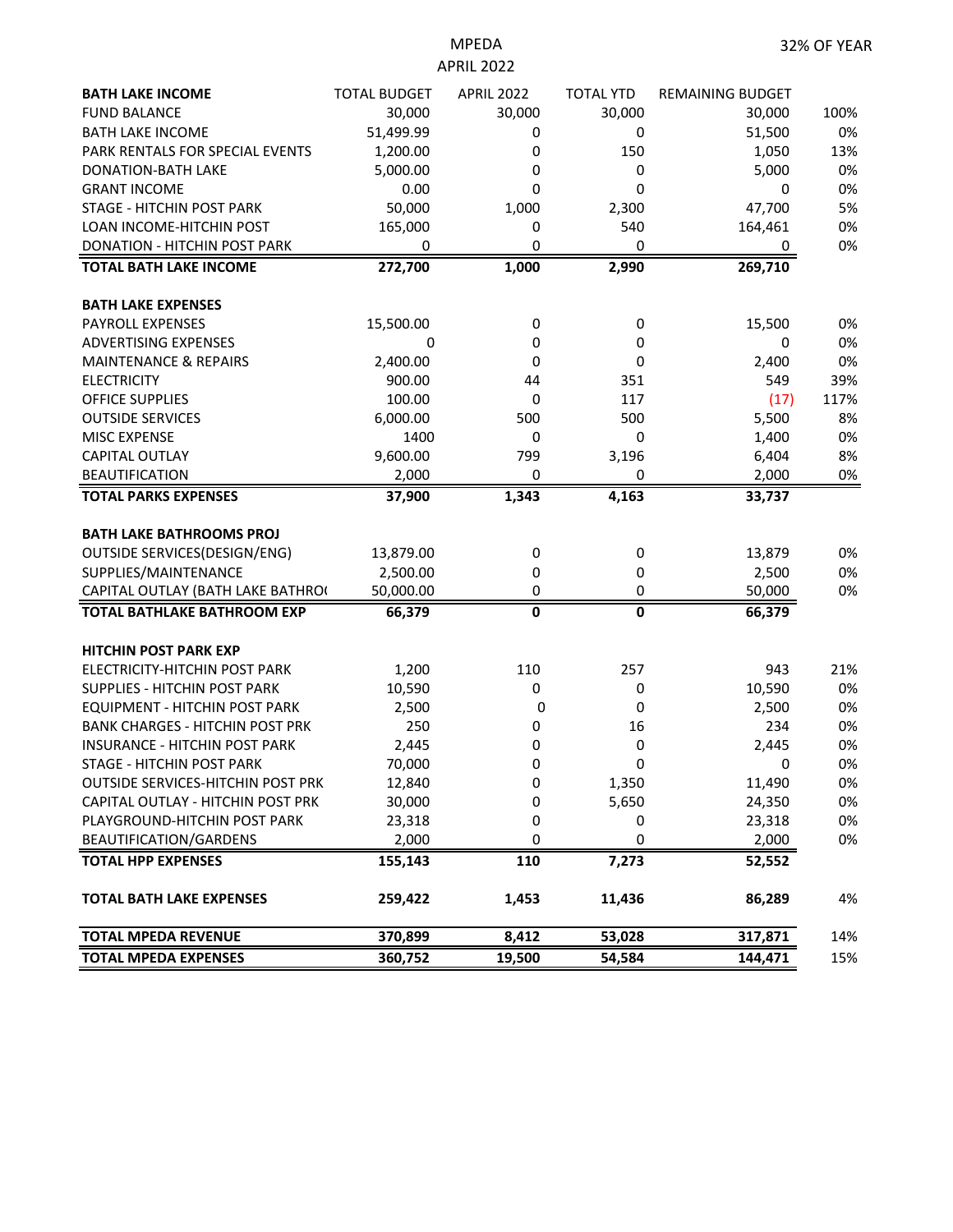# MPEDA

## APRIL 2022

32% OF YEAR

| BATH LAKE INCOME | TOTAL BUDGET | APRIL 2022 | TOTAL YTD | REMAINING BUDGET | |
|---|---|---|---|---|---|
| FUND BALANCE | 30,000 | 30,000 | 30,000 | 30,000 | 100% |
| BATH LAKE INCOME | 51,499.99 | 0 | 0 | 51,500 | 0% |
| PARK RENTALS FOR SPECIAL EVENTS | 1,200.00 | 0 | 150 | 1,050 | 13% |
| DONATION-BATH LAKE | 5,000.00 | 0 | 0 | 5,000 | 0% |
| GRANT INCOME | 0.00 | 0 | 0 | 0 | 0% |
| STAGE - HITCHIN POST PARK | 50,000 | 1,000 | 2,300 | 47,700 | 5% |
| LOAN INCOME-HITCHIN POST | 165,000 | 0 | 540 | 164,461 | 0% |
| DONATION - HITCHIN POST PARK | 0 | 0 | 0 | 0 | 0% |
| **TOTAL BATH LAKE INCOME** | **272,700** | **1,000** | **2,990** | **269,710** | |
| **BATH LAKE EXPENSES** | | | | | |
| PAYROLL EXPENSES | 15,500.00 | 0 | 0 | 15,500 | 0% |
| ADVERTISING EXPENSES | 0 | 0 | 0 | 0 | 0% |
| MAINTENANCE & REPAIRS | 2,400.00 | 0 | 0 | 2,400 | 0% |
| ELECTRICITY | 900.00 | 44 | 351 | 549 | 39% |
| OFFICE SUPPLIES | 100.00 | 0 | 117 | (17) | 117% |
| OUTSIDE SERVICES | 6,000.00 | 500 | 500 | 5,500 | 8% |
| MISC EXPENSE | 1400 | 0 | 0 | 1,400 | 0% |
| CAPITAL OUTLAY | 9,600.00 | 799 | 3,196 | 6,404 | 8% |
| BEAUTIFICATION | 2,000 | 0 | 0 | 2,000 | 0% |
| **TOTAL PARKS EXPENSES** | **37,900** | **1,343** | **4,163** | **33,737** | |
| **BATH LAKE BATHROOMS PROJ** | | | | | |
| OUTSIDE SERVICES(DESIGN/ENG) | 13,879.00 | 0 | 0 | 13,879 | 0% |
| SUPPLIES/MAINTENANCE | 2,500.00 | 0 | 0 | 2,500 | 0% |
| CAPITAL OUTLAY (BATH LAKE BATHRO( | 50,000.00 | 0 | 0 | 50,000 | 0% |
| **TOTAL BATHLAKE BATHROOM EXP** | **66,379** | **0** | **0** | **66,379** | |
| **HITCHIN POST PARK EXP** | | | | | |
| ELECTRICITY-HITCHIN POST PARK | 1,200 | 110 | 257 | 943 | 21% |
| SUPPLIES - HITCHIN POST PARK | 10,590 | 0 | 0 | 10,590 | 0% |
| EQUIPMENT - HITCHIN POST PARK | 2,500 | 0 | 0 | 2,500 | 0% |
| BANK CHARGES - HITCHIN POST PRK | 250 | 0 | 16 | 234 | 0% |
| INSURANCE - HITCHIN POST PARK | 2,445 | 0 | 0 | 2,445 | 0% |
| STAGE - HITCHIN POST PARK | 70,000 | 0 | 0 | 0 | 0% |
| OUTSIDE SERVICES-HITCHIN POST PRK | 12,840 | 0 | 1,350 | 11,490 | 0% |
| CAPITAL OUTLAY - HITCHIN POST PRK | 30,000 | 0 | 5,650 | 24,350 | 0% |
| PLAYGROUND-HITCHIN POST PARK | 23,318 | 0 | 0 | 23,318 | 0% |
| BEAUTIFICATION/GARDENS | 2,000 | 0 | 0 | 2,000 | 0% |
| **TOTAL HPP EXPENSES** | **155,143** | **110** | **7,273** | **52,552** | |
| **TOTAL BATH LAKE EXPENSES** | **259,422** | **1,453** | **11,436** | **86,289** | 4% |
| **TOTAL MPEDA REVENUE** | **370,899** | **8,412** | **53,028** | **317,871** | 14% |
| **TOTAL MPEDA EXPENSES** | **360,752** | **19,500** | **54,584** | **144,471** | 15% |